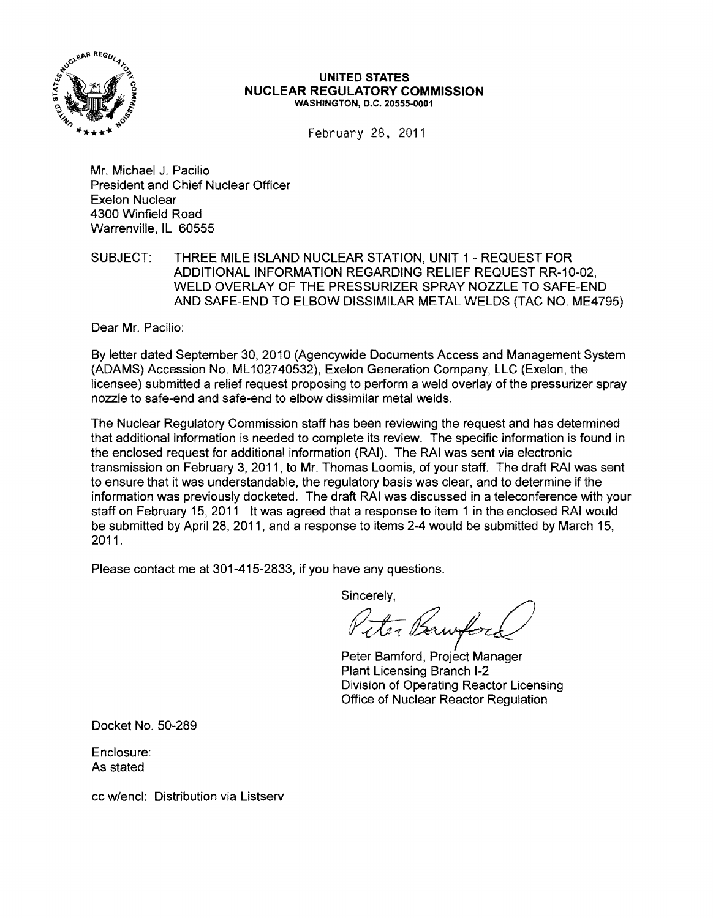**UNITED STATES**
**NUCLEAR REGULATORY COMMISSION**
**WASHINGTON, D.C. 20555-0001**

February 28, 2011

Mr. Michael J. Pacilio
President and Chief Nuclear Officer
Exelon Nuclear
4300 Winfield Road
Warrenville, IL 60555

SUBJECT: THREE MILE ISLAND NUCLEAR STATION, UNIT 1 - REQUEST FOR ADDITIONAL INFORMATION REGARDING RELIEF REQUEST RR-10-02, WELD OVERLAY OF THE PRESSURIZER SPRAY NOZZLE TO SAFE-END AND SAFE-END TO ELBOW DISSIMILAR METAL WELDS (TAC NO. ME4795)

Dear Mr. Pacilio:

By letter dated September 30, 2010 (Agencywide Documents Access and Management System (ADAMS) Accession No. ML102740532), Exelon Generation Company, LLC (Exelon, the licensee) submitted a relief request proposing to perform a weld overlay of the pressurizer spray nozzle to safe-end and safe-end to elbow dissimilar metal welds.

The Nuclear Regulatory Commission staff has been reviewing the request and has determined that additional information is needed to complete its review. The specific information is found in the enclosed request for additional information (RAI). The RAI was sent via electronic transmission on February 3, 2011, to Mr. Thomas Loomis, of your staff. The draft RAI was sent to ensure that it was understandable, the regulatory basis was clear, and to determine if the information was previously docketed. The draft RAI was discussed in a teleconference with your staff on February 15, 2011. It was agreed that a response to item 1 in the enclosed RAI would be submitted by April 28, 2011, and a response to items 2-4 would be submitted by March 15, 2011.

Please contact me at 301-415-2833, if you have any questions.

Sincerely,

Peter Bamford

Peter Bamford, Project Manager
Plant Licensing Branch I-2
Division of Operating Reactor Licensing
Office of Nuclear Reactor Regulation

Docket No. 50-289

Enclosure:
As stated

cc w/encl: Distribution via Listserv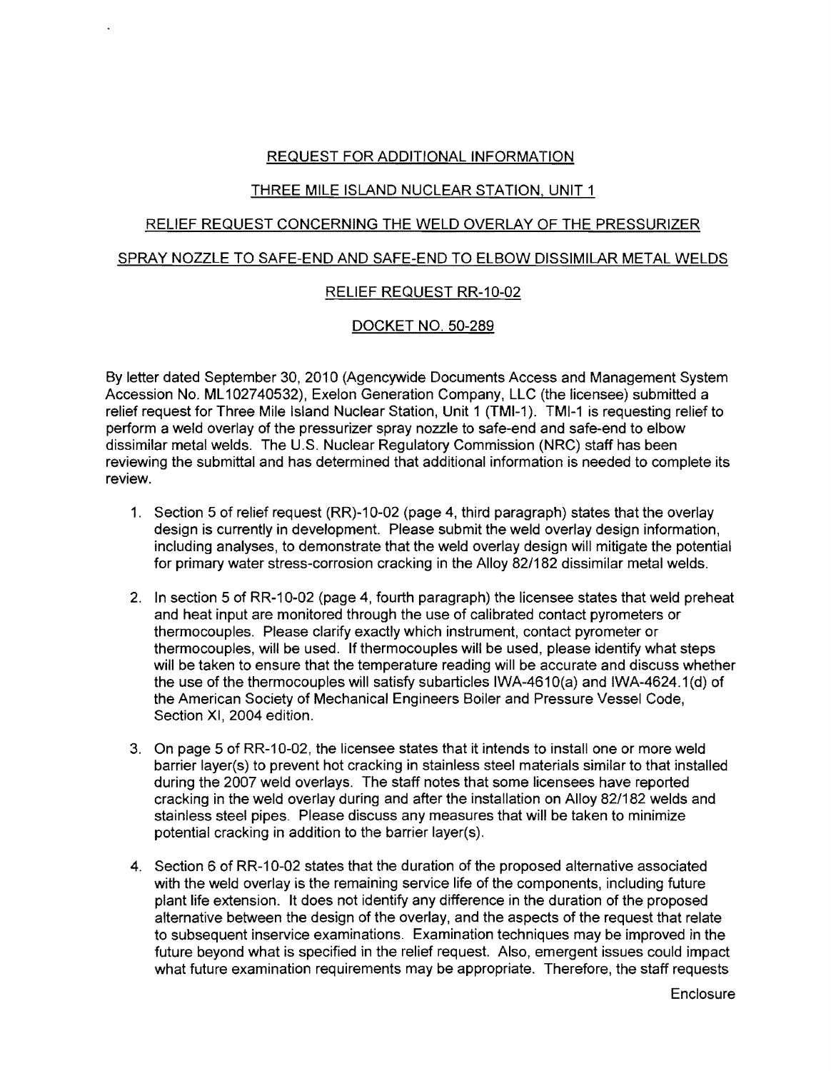REQUEST FOR ADDITIONAL INFORMATION

THREE MILE ISLAND NUCLEAR STATION, UNIT 1

RELIEF REQUEST CONCERNING THE WELD OVERLAY OF THE PRESSURIZER

SPRAY NOZZLE TO SAFE-END AND SAFE-END TO ELBOW DISSIMILAR METAL WELDS

RELIEF REQUEST RR-10-02

DOCKET NO. 50-289

By letter dated September 30, 2010 (Agencywide Documents Access and Management System Accession No. ML102740532), Exelon Generation Company, LLC (the licensee) submitted a relief request for Three Mile Island Nuclear Station, Unit 1 (TMI-1). TMI-1 is requesting relief to perform a weld overlay of the pressurizer spray nozzle to safe-end and safe-end to elbow dissimilar metal welds. The U.S. Nuclear Regulatory Commission (NRC) staff has been reviewing the submittal and has determined that additional information is needed to complete its review.

1. Section 5 of relief request (RR)-10-02 (page 4, third paragraph) states that the overlay design is currently in development. Please submit the weld overlay design information, including analyses, to demonstrate that the weld overlay design will mitigate the potential for primary water stress-corrosion cracking in the Alloy 82/182 dissimilar metal welds.

2. In section 5 of RR-10-02 (page 4, fourth paragraph) the licensee states that weld preheat and heat input are monitored through the use of calibrated contact pyrometers or thermocouples. Please clarify exactly which instrument, contact pyrometer or thermocouples, will be used. If thermocouples will be used, please identify what steps will be taken to ensure that the temperature reading will be accurate and discuss whether the use of the thermocouples will satisfy subarticles IWA-4610(a) and IWA-4624.1(d) of the American Society of Mechanical Engineers Boiler and Pressure Vessel Code, Section XI, 2004 edition.

3. On page 5 of RR-10-02, the licensee states that it intends to install one or more weld barrier layer(s) to prevent hot cracking in stainless steel materials similar to that installed during the 2007 weld overlays. The staff notes that some licensees have reported cracking in the weld overlay during and after the installation on Alloy 82/182 welds and stainless steel pipes. Please discuss any measures that will be taken to minimize potential cracking in addition to the barrier layer(s).

4. Section 6 of RR-10-02 states that the duration of the proposed alternative associated with the weld overlay is the remaining service life of the components, including future plant life extension. It does not identify any difference in the duration of the proposed alternative between the design of the overlay, and the aspects of the request that relate to subsequent inservice examinations. Examination techniques may be improved in the future beyond what is specified in the relief request. Also, emergent issues could impact what future examination requirements may be appropriate. Therefore, the staff requests

Enclosure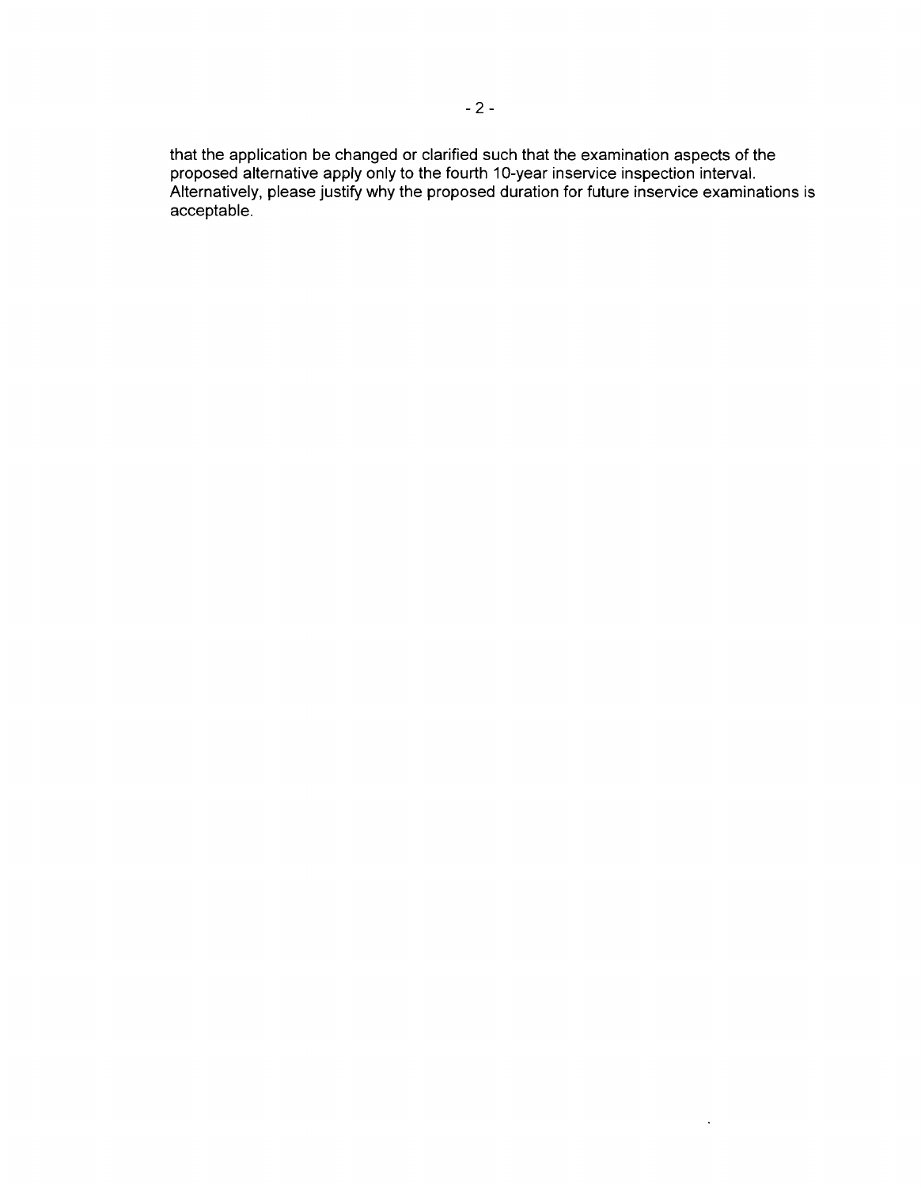that the application be changed or clarified such that the examination aspects of the proposed alternative apply only to the fourth 10-year inservice inspection interval. Alternatively, please justify why the proposed duration for future inservice examinations is acceptable.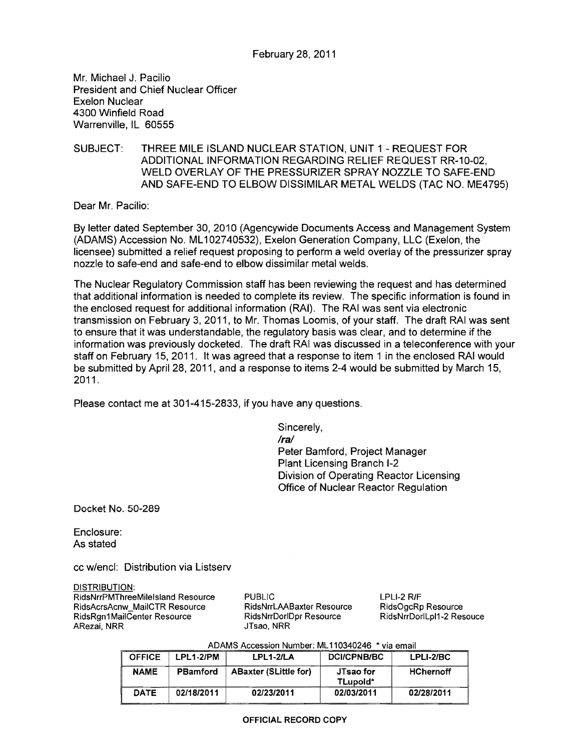February 28, 2011

Mr. Michael J. Pacilio
President and Chief Nuclear Officer
Exelon Nuclear
4300 Winfield Road
Warrenville, IL 60555

SUBJECT: THREE MILE ISLAND NUCLEAR STATION, UNIT 1 - REQUEST FOR ADDITIONAL INFORMATION REGARDING RELIEF REQUEST RR-10-02, WELD OVERLAY OF THE PRESSURIZER SPRAY NOZZLE TO SAFE-END AND SAFE-END TO ELBOW DISSIMILAR METAL WELDS (TAC NO. ME4795)

Dear Mr. Pacilio:

By letter dated September 30, 2010 (Agencywide Documents Access and Management System (ADAMS) Accession No. ML102740532), Exelon Generation Company, LLC (Exelon, the licensee) submitted a relief request proposing to perform a weld overlay of the pressurizer spray nozzle to safe-end and safe-end to elbow dissimilar metal welds.

The Nuclear Regulatory Commission staff has been reviewing the request and has determined that additional information is needed to complete its review. The specific information is found in the enclosed request for additional information (RAI). The RAI was sent via electronic transmission on February 3, 2011, to Mr. Thomas Loomis, of your staff. The draft RAI was sent to ensure that it was understandable, the regulatory basis was clear, and to determine if the information was previously docketed. The draft RAI was discussed in a teleconference with your staff on February 15, 2011. It was agreed that a response to item 1 in the enclosed RAI would be submitted by April 28, 2011, and a response to items 2-4 would be submitted by March 15, 2011.

Please contact me at 301-415-2833, if you have any questions.

Sincerely,
*/ra/*
Peter Bamford, Project Manager
Plant Licensing Branch I-2
Division of Operating Reactor Licensing
Office of Nuclear Reactor Regulation

Docket No. 50-289

Enclosure:
As stated

cc w/encl: Distribution via Listserv

DISTRIBUTION:
RidsNrrPMThreeMileIsland Resource
RidsAcrsAcnw_MailCTR Resource
RidsRgn1MailCenter Resource
ARezai, NRR
PUBLIC
RidsNrrLAABaxter Resource
RidsNrrDorlDpr Resource
JTsao, NRR
LPLI-2 R/F
RidsOgcRp Resource
RidsNrrDorlLpl1-2 Resouce

ADAMS Accession Number: ML110340246 * via email

| OFFICE | LPL1-2/PM | LPL1-2/LA | DCI/CPNB/BC | LPLI-2/BC |
|---|---|---|---|---|
| NAME | PBamford | ABaxter (SLittle for) | JTsao for TLupold* | HChernoff |
| DATE | 02/18/2011 | 02/23/2011 | 02/03/2011 | 02/28/2011 |

**OFFICIAL RECORD COPY**